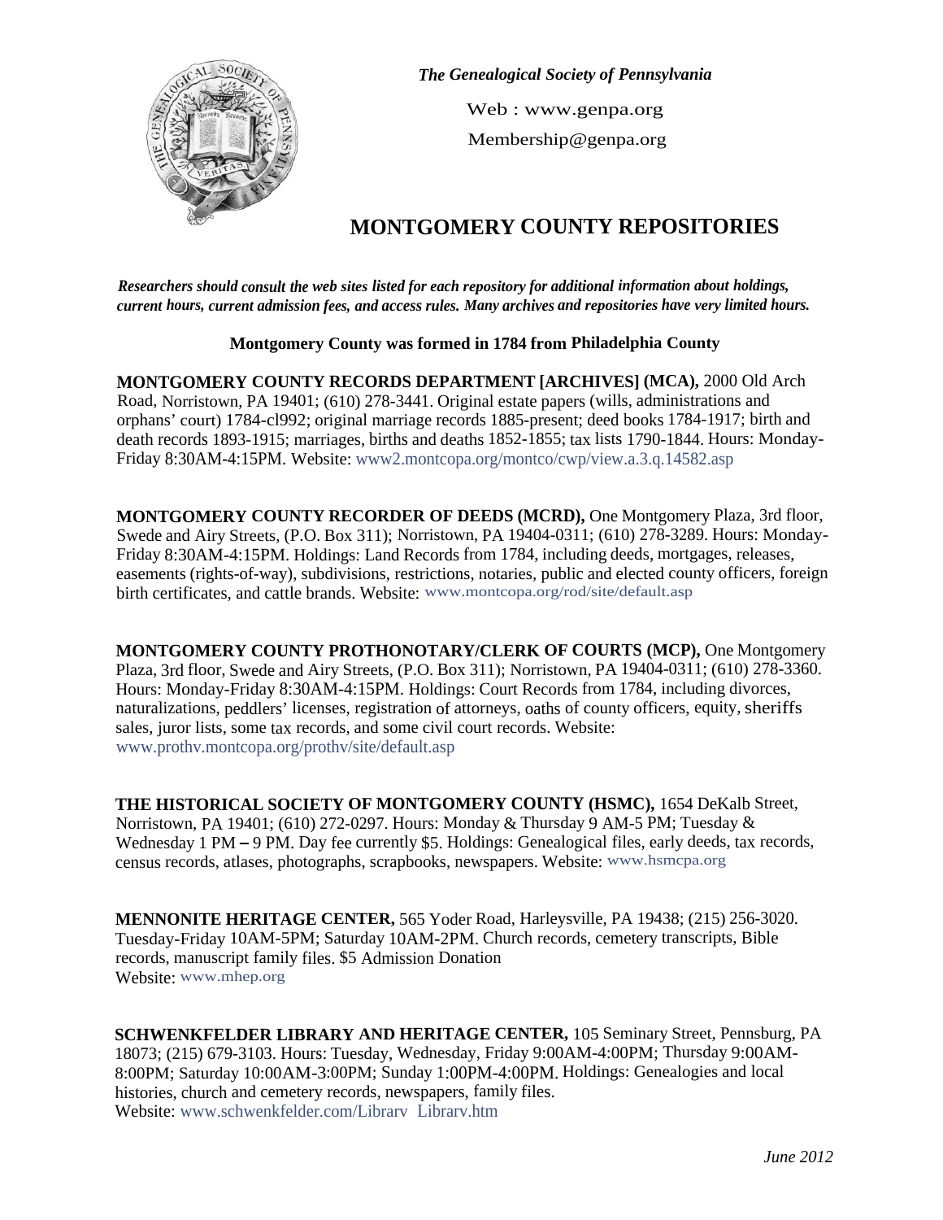*The Genealogical Society of Pennsylvania*

Web : www.genpa.org

Membership@genpa.org

# MONTGOMERY COUNTY REPOSITORIES

*Researchers should consult the web sites listed for each repository for additional information about holdings, current hours, current admission fees, and access rules. Many archives and repositories have very limited hours.*

**Montgomery County was formed in 1784 from Philadelphia County**

**MONTGOMERY COUNTY RECORDS DEPARTMENT [ARCHIVES] (MCA),** 2000 Old Arch Road, Norristown, PA 19401; (610) 278-3441. Original estate papers (wills, administrations and orphans' court) 1784-cl992; original marriage records 1885-present; deed books 1784-1917; birth and death records 1893-1915; marriages, births and deaths 1852-1855; tax lists 1790-1844. Hours: Monday-Friday 8:30AM-4:15PM. Website: www2.montcopa.org/montco/cwp/view.a.3.q.14582.asp

**MONTGOMERY COUNTY RECORDER OF DEEDS (MCRD),** One Montgomery Plaza, 3rd floor, Swede and Airy Streets, (P.O. Box 311); Norristown, PA 19404-0311; (610) 278-3289. Hours: Monday-Friday 8:30AM-4:15PM. Holdings: Land Records from 1784, including deeds, mortgages, releases, easements (rights-of-way), subdivisions, restrictions, notaries, public and elected county officers, foreign birth certificates, and cattle brands. Website: www.montcopa.org/rod/site/default.asp

**MONTGOMERY COUNTY PROTHONOTARY/CLERK OF COURTS (MCP),** One Montgomery Plaza, 3rd floor, Swede and Airy Streets, (P.O. Box 311); Norristown, PA 19404-0311; (610) 278-3360. Hours: Monday-Friday 8:30AM-4:15PM. Holdings: Court Records from 1784, including divorces, naturalizations, peddlers' licenses, registration of attorneys, oaths of county officers, equity, sheriffs sales, juror lists, some tax records, and some civil court records. Website: www.prothv.montcopa.org/prothv/site/default.asp

**THE HISTORICAL SOCIETY OF MONTGOMERY COUNTY (HSMC),** 1654 DeKalb Street, Norristown, PA 19401; (610) 272-0297. Hours: Monday & Thursday 9 AM-5 PM; Tuesday & Wednesday 1 PM – 9 PM. Day fee currently $5. Holdings: Genealogical files, early deeds, tax records, census records, atlases, photographs, scrapbooks, newspapers. Website: www.hsmcpa.org

**MENNONITE HERITAGE CENTER,** 565 Yoder Road, Harleysville, PA 19438; (215) 256-3020. Tuesday-Friday 10AM-5PM; Saturday 10AM-2PM. Church records, cemetery transcripts, Bible records, manuscript family files. $5 Admission Donation
Website: www.mhep.org

**SCHWENKFELDER LIBRARY AND HERITAGE CENTER,** 105 Seminary Street, Pennsburg, PA 18073; (215) 679-3103. Hours: Tuesday, Wednesday, Friday 9:00AM-4:00PM; Thursday 9:00AM-8:00PM; Saturday 10:00AM-3:00PM; Sunday 1:00PM-4:00PM. Holdings: Genealogies and local histories, church and cemetery records, newspapers, family files.
Website: www.schwenkfelder.com/Librarv Librarv.htm

*June 2012*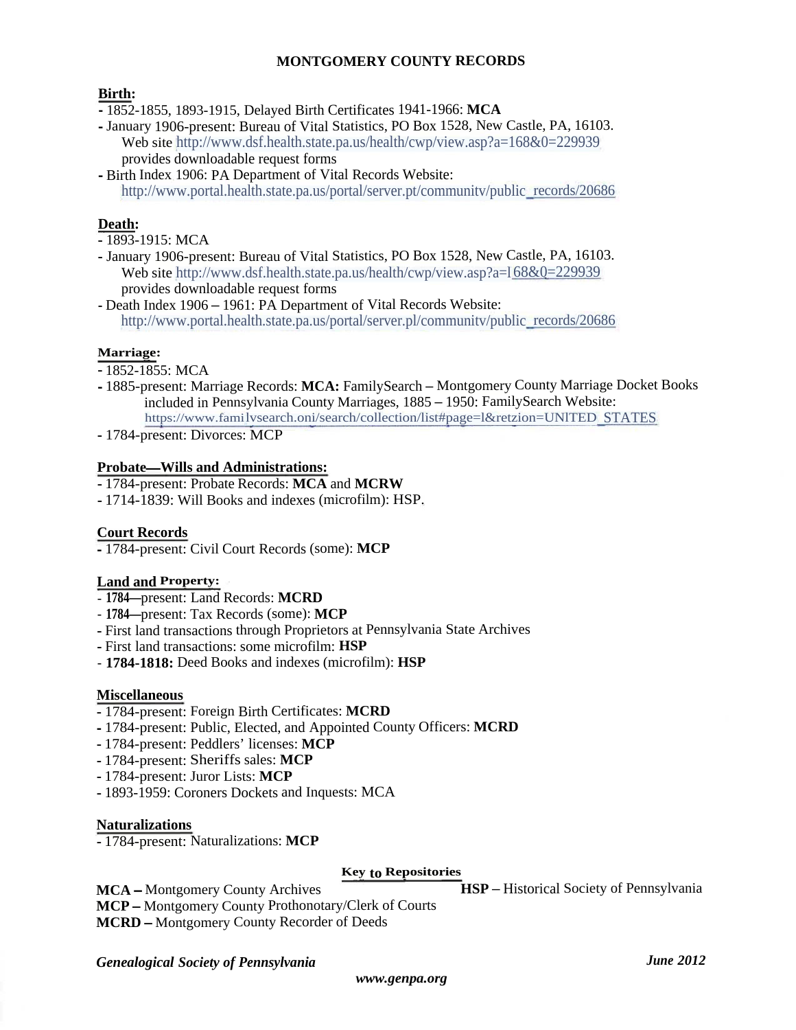# MONTGOMERY COUNTY RECORDS

**Birth:**

- 1852-1855, 1893-1915, Delayed Birth Certificates 1941-1966: **MCA**
- January 1906-present: Bureau of Vital Statistics, PO Box 1528, New Castle, PA, 16103. Web site http://www.dsf.health.state.pa.us/health/cwp/view.asp?a=168&0=229939 provides downloadable request forms
- Birth Index 1906: PA Department of Vital Records Website: http://www.portal.health.state.pa.us/portal/server.pt/communitv/public_records/20686

**Death:**

- 1893-1915: MCA
- January 1906-present: Bureau of Vital Statistics, PO Box 1528, New Castle, PA, 16103. Web site http://www.dsf.health.state.pa.us/health/cwp/view.asp?a=168&0=229939 provides downloadable request forms
- Death Index 1906 – 1961: PA Department of Vital Records Website: http://www.portal.health.state.pa.us/portal/server.pl/communitv/public_records/20686

**Marriage:**

- 1852-1855: MCA
- 1885-present: Marriage Records: **MCA:** FamilySearch – Montgomery County Marriage Docket Books included in Pennsylvania County Marriages, 1885 – 1950: FamilySearch Website: https://www.familysearch.oni/search/collection/list#page=l&retzion=UNITED_STATES
- 1784-present: Divorces: MCP

**Probate—Wills and Administrations:**

- 1784-present: Probate Records: **MCA** and **MCRW**
- 1714-1839: Will Books and indexes (microfilm): HSP.

**Court Records**

- 1784-present: Civil Court Records (some): **MCP**

**Land and Property:**

- **1784**—present: Land Records: **MCRD**
- **1784**—present: Tax Records (some): **MCP**
- First land transactions through Proprietors at Pennsylvania State Archives
- First land transactions: some microfilm: **HSP**
- **1784-1818:** Deed Books and indexes (microfilm): **HSP**

**Miscellaneous**

- 1784-present: Foreign Birth Certificates: **MCRD**
- 1784-present: Public, Elected, and Appointed County Officers: **MCRD**
- 1784-present: Peddlers' licenses: **MCP**
- 1784-present: Sheriffs sales: **MCP**
- 1784-present: Juror Lists: **MCP**
- 1893-1959: Coroners Dockets and Inquests: MCA

**Naturalizations**

- 1784-present: Naturalizations: **MCP**

**Key to Repositories**

**MCA –** Montgomery County Archives
**MCP –** Montgomery County Prothonotary/Clerk of Courts
**MCRD –** Montgomery County Recorder of Deeds
**HSP –** Historical Society of Pennsylvania

***Genealogical Society of Pennsylvania*** ***June 2012***

***www.genpa.org***